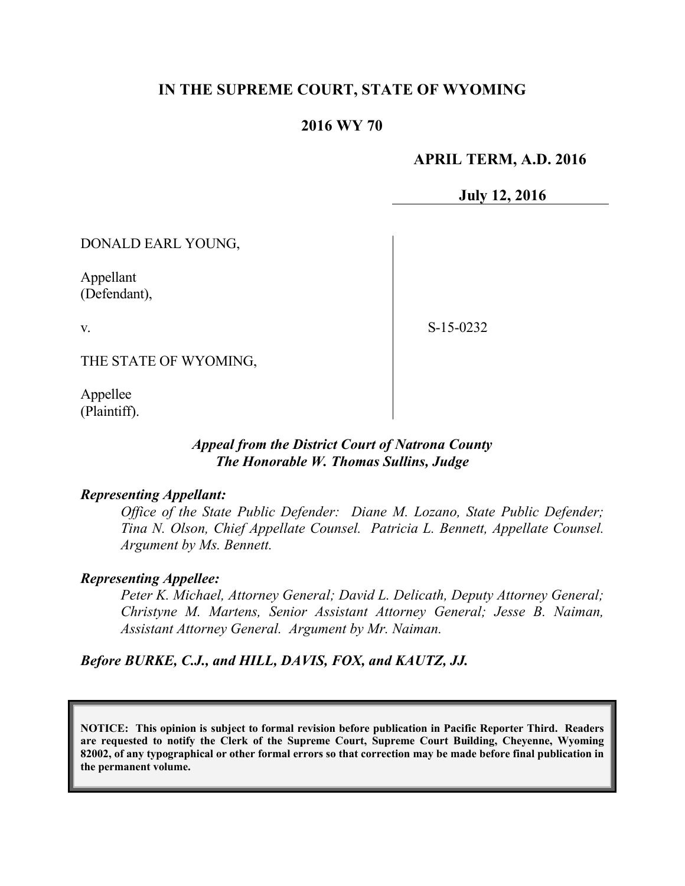**IN THE SUPREME COURT, STATE OF WYOMING**

**2016 WY 70**

**APRIL TERM, A.D. 2016**

**July 12, 2016**

DONALD EARL YOUNG,

Appellant
(Defendant),

v.

THE STATE OF WYOMING,

Appellee
(Plaintiff).

S-15-0232

***Appeal from the District Court of Natrona County***
***The Honorable W. Thomas Sullins, Judge***

***Representing Appellant:***

*Office of the State Public Defender: Diane M. Lozano, State Public Defender; Tina N. Olson, Chief Appellate Counsel. Patricia L. Bennett, Appellate Counsel. Argument by Ms. Bennett.*

***Representing Appellee:***

*Peter K. Michael, Attorney General; David L. Delicath, Deputy Attorney General; Christyne M. Martens, Senior Assistant Attorney General; Jesse B. Naiman, Assistant Attorney General. Argument by Mr. Naiman.*

***Before BURKE, C.J., and HILL, DAVIS, FOX, and KAUTZ, JJ.***

**NOTICE: This opinion is subject to formal revision before publication in Pacific Reporter Third. Readers are requested to notify the Clerk of the Supreme Court, Supreme Court Building, Cheyenne, Wyoming 82002, of any typographical or other formal errors so that correction may be made before final publication in the permanent volume.**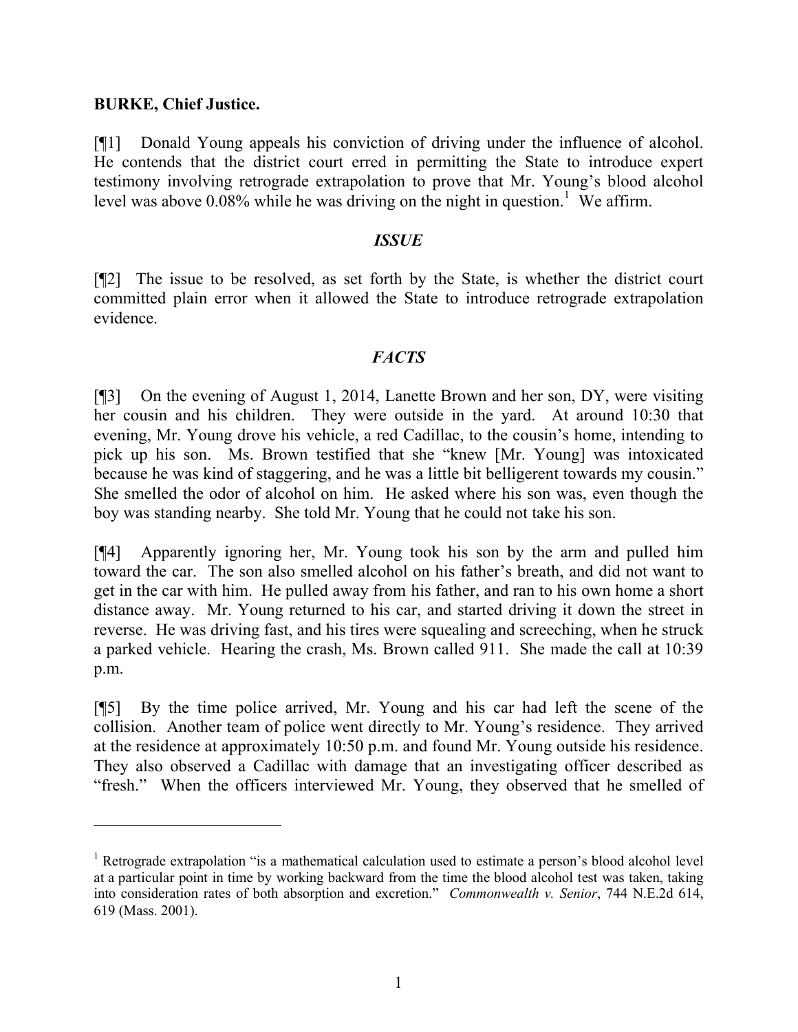**BURKE, Chief Justice.**

[¶1] Donald Young appeals his conviction of driving under the influence of alcohol. He contends that the district court erred in permitting the State to introduce expert testimony involving retrograde extrapolation to prove that Mr. Young's blood alcohol level was above 0.08% while he was driving on the night in question.[1] We affirm.

### *ISSUE*

[¶2] The issue to be resolved, as set forth by the State, is whether the district court committed plain error when it allowed the State to introduce retrograde extrapolation evidence.

### *FACTS*

[¶3] On the evening of August 1, 2014, Lanette Brown and her son, DY, were visiting her cousin and his children. They were outside in the yard. At around 10:30 that evening, Mr. Young drove his vehicle, a red Cadillac, to the cousin's home, intending to pick up his son. Ms. Brown testified that she "knew [Mr. Young] was intoxicated because he was kind of staggering, and he was a little bit belligerent towards my cousin." She smelled the odor of alcohol on him. He asked where his son was, even though the boy was standing nearby. She told Mr. Young that he could not take his son.

[¶4] Apparently ignoring her, Mr. Young took his son by the arm and pulled him toward the car. The son also smelled alcohol on his father's breath, and did not want to get in the car with him. He pulled away from his father, and ran to his own home a short distance away. Mr. Young returned to his car, and started driving it down the street in reverse. He was driving fast, and his tires were squealing and screeching, when he struck a parked vehicle. Hearing the crash, Ms. Brown called 911. She made the call at 10:39 p.m.

[¶5] By the time police arrived, Mr. Young and his car had left the scene of the collision. Another team of police went directly to Mr. Young's residence. They arrived at the residence at approximately 10:50 p.m. and found Mr. Young outside his residence. They also observed a Cadillac with damage that an investigating officer described as "fresh." When the officers interviewed Mr. Young, they observed that he smelled of

---

[1] Retrograde extrapolation "is a mathematical calculation used to estimate a person's blood alcohol level at a particular point in time by working backward from the time the blood alcohol test was taken, taking into consideration rates of both absorption and excretion." *Commonwealth v. Senior*, 744 N.E.2d 614, 619 (Mass. 2001).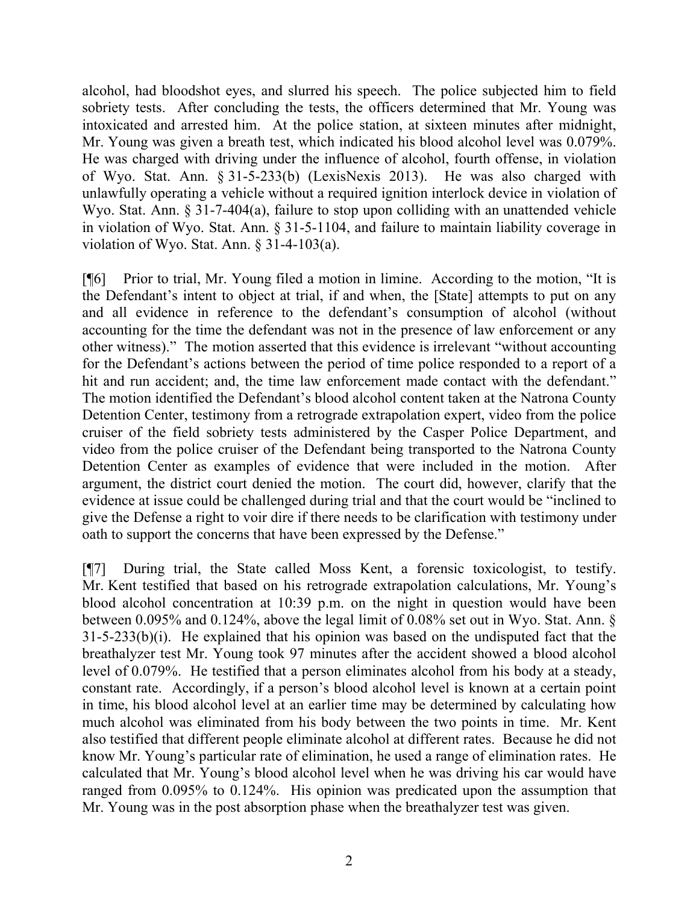alcohol, had bloodshot eyes, and slurred his speech. The police subjected him to field sobriety tests. After concluding the tests, the officers determined that Mr. Young was intoxicated and arrested him. At the police station, at sixteen minutes after midnight, Mr. Young was given a breath test, which indicated his blood alcohol level was 0.079%. He was charged with driving under the influence of alcohol, fourth offense, in violation of Wyo. Stat. Ann. § 31-5-233(b) (LexisNexis 2013). He was also charged with unlawfully operating a vehicle without a required ignition interlock device in violation of Wyo. Stat. Ann. § 31-7-404(a), failure to stop upon colliding with an unattended vehicle in violation of Wyo. Stat. Ann. § 31-5-1104, and failure to maintain liability coverage in violation of Wyo. Stat. Ann. § 31-4-103(a).

[¶6] Prior to trial, Mr. Young filed a motion in limine. According to the motion, "It is the Defendant's intent to object at trial, if and when, the [State] attempts to put on any and all evidence in reference to the defendant's consumption of alcohol (without accounting for the time the defendant was not in the presence of law enforcement or any other witness)." The motion asserted that this evidence is irrelevant "without accounting for the Defendant's actions between the period of time police responded to a report of a hit and run accident; and, the time law enforcement made contact with the defendant." The motion identified the Defendant's blood alcohol content taken at the Natrona County Detention Center, testimony from a retrograde extrapolation expert, video from the police cruiser of the field sobriety tests administered by the Casper Police Department, and video from the police cruiser of the Defendant being transported to the Natrona County Detention Center as examples of evidence that were included in the motion. After argument, the district court denied the motion. The court did, however, clarify that the evidence at issue could be challenged during trial and that the court would be "inclined to give the Defense a right to voir dire if there needs to be clarification with testimony under oath to support the concerns that have been expressed by the Defense."

[¶7] During trial, the State called Moss Kent, a forensic toxicologist, to testify. Mr. Kent testified that based on his retrograde extrapolation calculations, Mr. Young's blood alcohol concentration at 10:39 p.m. on the night in question would have been between 0.095% and 0.124%, above the legal limit of 0.08% set out in Wyo. Stat. Ann. § 31-5-233(b)(i). He explained that his opinion was based on the undisputed fact that the breathalyzer test Mr. Young took 97 minutes after the accident showed a blood alcohol level of 0.079%. He testified that a person eliminates alcohol from his body at a steady, constant rate. Accordingly, if a person's blood alcohol level is known at a certain point in time, his blood alcohol level at an earlier time may be determined by calculating how much alcohol was eliminated from his body between the two points in time. Mr. Kent also testified that different people eliminate alcohol at different rates. Because he did not know Mr. Young's particular rate of elimination, he used a range of elimination rates. He calculated that Mr. Young's blood alcohol level when he was driving his car would have ranged from 0.095% to 0.124%. His opinion was predicated upon the assumption that Mr. Young was in the post absorption phase when the breathalyzer test was given.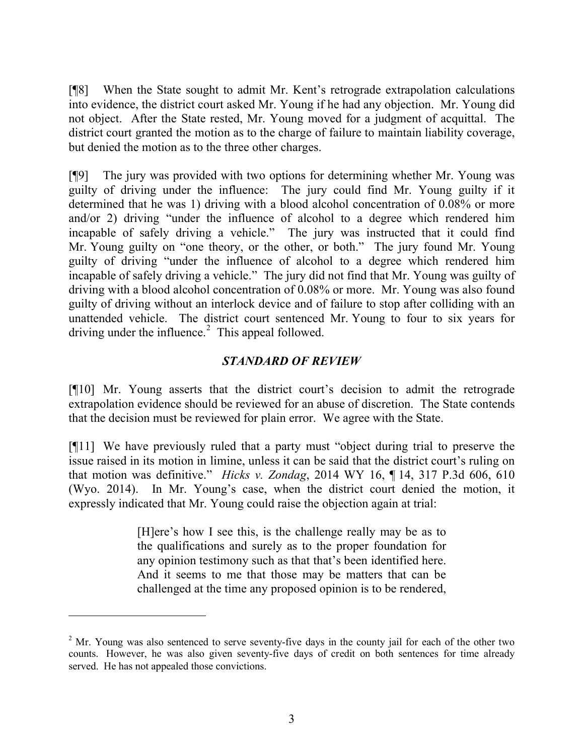[¶8] When the State sought to admit Mr. Kent's retrograde extrapolation calculations into evidence, the district court asked Mr. Young if he had any objection. Mr. Young did not object. After the State rested, Mr. Young moved for a judgment of acquittal. The district court granted the motion as to the charge of failure to maintain liability coverage, but denied the motion as to the three other charges.

[¶9] The jury was provided with two options for determining whether Mr. Young was guilty of driving under the influence: The jury could find Mr. Young guilty if it determined that he was 1) driving with a blood alcohol concentration of 0.08% or more and/or 2) driving "under the influence of alcohol to a degree which rendered him incapable of safely driving a vehicle." The jury was instructed that it could find Mr. Young guilty on "one theory, or the other, or both." The jury found Mr. Young guilty of driving "under the influence of alcohol to a degree which rendered him incapable of safely driving a vehicle." The jury did not find that Mr. Young was guilty of driving with a blood alcohol concentration of 0.08% or more. Mr. Young was also found guilty of driving without an interlock device and of failure to stop after colliding with an unattended vehicle. The district court sentenced Mr. Young to four to six years for driving under the influence.[2] This appeal followed.

### *STANDARD OF REVIEW*

[¶10] Mr. Young asserts that the district court's decision to admit the retrograde extrapolation evidence should be reviewed for an abuse of discretion. The State contends that the decision must be reviewed for plain error. We agree with the State.

[¶11] We have previously ruled that a party must "object during trial to preserve the issue raised in its motion in limine, unless it can be said that the district court's ruling on that motion was definitive." *Hicks v. Zondag*, 2014 WY 16, ¶ 14, 317 P.3d 606, 610 (Wyo. 2014). In Mr. Young's case, when the district court denied the motion, it expressly indicated that Mr. Young could raise the objection again at trial:

> [H]ere's how I see this, is the challenge really may be as to the qualifications and surely as to the proper foundation for any opinion testimony such as that that's been identified here. And it seems to me that those may be matters that can be challenged at the time any proposed opinion is to be rendered,

---

[2] Mr. Young was also sentenced to serve seventy-five days in the county jail for each of the other two counts. However, he was also given seventy-five days of credit on both sentences for time already served. He has not appealed those convictions.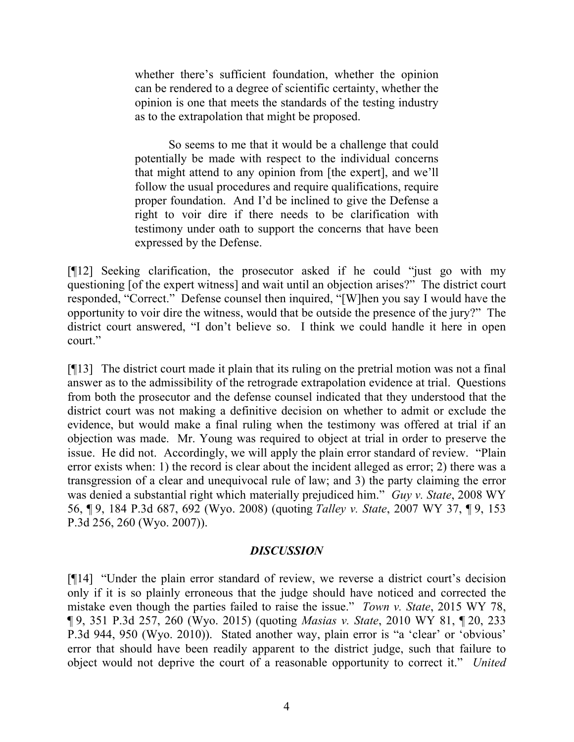> whether there's sufficient foundation, whether the opinion can be rendered to a degree of scientific certainty, whether the opinion is one that meets the standards of the testing industry as to the extrapolation that might be proposed.
>
> So seems to me that it would be a challenge that could potentially be made with respect to the individual concerns that might attend to any opinion from [the expert], and we'll follow the usual procedures and require qualifications, require proper foundation. And I'd be inclined to give the Defense a right to voir dire if there needs to be clarification with testimony under oath to support the concerns that have been expressed by the Defense.

[¶12] Seeking clarification, the prosecutor asked if he could "just go with my questioning [of the expert witness] and wait until an objection arises?" The district court responded, "Correct." Defense counsel then inquired, "[W]hen you say I would have the opportunity to voir dire the witness, would that be outside the presence of the jury?" The district court answered, "I don't believe so. I think we could handle it here in open court."

[¶13] The district court made it plain that its ruling on the pretrial motion was not a final answer as to the admissibility of the retrograde extrapolation evidence at trial. Questions from both the prosecutor and the defense counsel indicated that they understood that the district court was not making a definitive decision on whether to admit or exclude the evidence, but would make a final ruling when the testimony was offered at trial if an objection was made. Mr. Young was required to object at trial in order to preserve the issue. He did not. Accordingly, we will apply the plain error standard of review. "Plain error exists when: 1) the record is clear about the incident alleged as error; 2) there was a transgression of a clear and unequivocal rule of law; and 3) the party claiming the error was denied a substantial right which materially prejudiced him." *Guy v. State*, 2008 WY 56, ¶ 9, 184 P.3d 687, 692 (Wyo. 2008) (quoting *Talley v. State*, 2007 WY 37, ¶ 9, 153 P.3d 256, 260 (Wyo. 2007)).

## *DISCUSSION*

[¶14] "Under the plain error standard of review, we reverse a district court's decision only if it is so plainly erroneous that the judge should have noticed and corrected the mistake even though the parties failed to raise the issue." *Town v. State*, 2015 WY 78, ¶ 9, 351 P.3d 257, 260 (Wyo. 2015) (quoting *Masias v. State*, 2010 WY 81, ¶ 20, 233 P.3d 944, 950 (Wyo. 2010)). Stated another way, plain error is "a 'clear' or 'obvious' error that should have been readily apparent to the district judge, such that failure to object would not deprive the court of a reasonable opportunity to correct it." *United*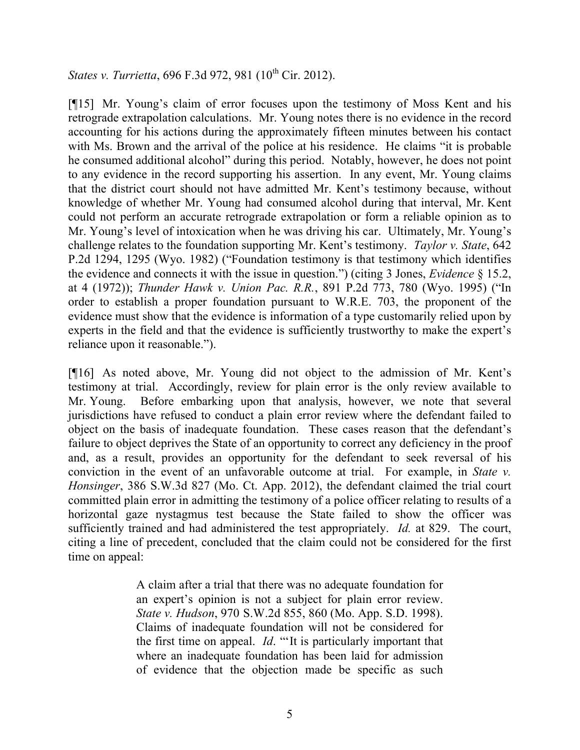*States v. Turrietta*, 696 F.3d 972, 981 (10th Cir. 2012).

[¶15] Mr. Young's claim of error focuses upon the testimony of Moss Kent and his retrograde extrapolation calculations. Mr. Young notes there is no evidence in the record accounting for his actions during the approximately fifteen minutes between his contact with Ms. Brown and the arrival of the police at his residence. He claims "it is probable he consumed additional alcohol" during this period. Notably, however, he does not point to any evidence in the record supporting his assertion. In any event, Mr. Young claims that the district court should not have admitted Mr. Kent's testimony because, without knowledge of whether Mr. Young had consumed alcohol during that interval, Mr. Kent could not perform an accurate retrograde extrapolation or form a reliable opinion as to Mr. Young's level of intoxication when he was driving his car. Ultimately, Mr. Young's challenge relates to the foundation supporting Mr. Kent's testimony. *Taylor v. State*, 642 P.2d 1294, 1295 (Wyo. 1982) ("Foundation testimony is that testimony which identifies the evidence and connects it with the issue in question.") (citing 3 Jones, *Evidence* § 15.2, at 4 (1972)); *Thunder Hawk v. Union Pac. R.R.*, 891 P.2d 773, 780 (Wyo. 1995) ("In order to establish a proper foundation pursuant to W.R.E. 703, the proponent of the evidence must show that the evidence is information of a type customarily relied upon by experts in the field and that the evidence is sufficiently trustworthy to make the expert's reliance upon it reasonable.").

[¶16] As noted above, Mr. Young did not object to the admission of Mr. Kent's testimony at trial. Accordingly, review for plain error is the only review available to Mr. Young. Before embarking upon that analysis, however, we note that several jurisdictions have refused to conduct a plain error review where the defendant failed to object on the basis of inadequate foundation. These cases reason that the defendant's failure to object deprives the State of an opportunity to correct any deficiency in the proof and, as a result, provides an opportunity for the defendant to seek reversal of his conviction in the event of an unfavorable outcome at trial. For example, in *State v. Honsinger*, 386 S.W.3d 827 (Mo. Ct. App. 2012), the defendant claimed the trial court committed plain error in admitting the testimony of a police officer relating to results of a horizontal gaze nystagmus test because the State failed to show the officer was sufficiently trained and had administered the test appropriately. *Id.* at 829. The court, citing a line of precedent, concluded that the claim could not be considered for the first time on appeal:

> A claim after a trial that there was no adequate foundation for an expert's opinion is not a subject for plain error review. *State v. Hudson*, 970 S.W.2d 855, 860 (Mo. App. S.D. 1998). Claims of inadequate foundation will not be considered for the first time on appeal. *Id*. "'It is particularly important that where an inadequate foundation has been laid for admission of evidence that the objection made be specific as such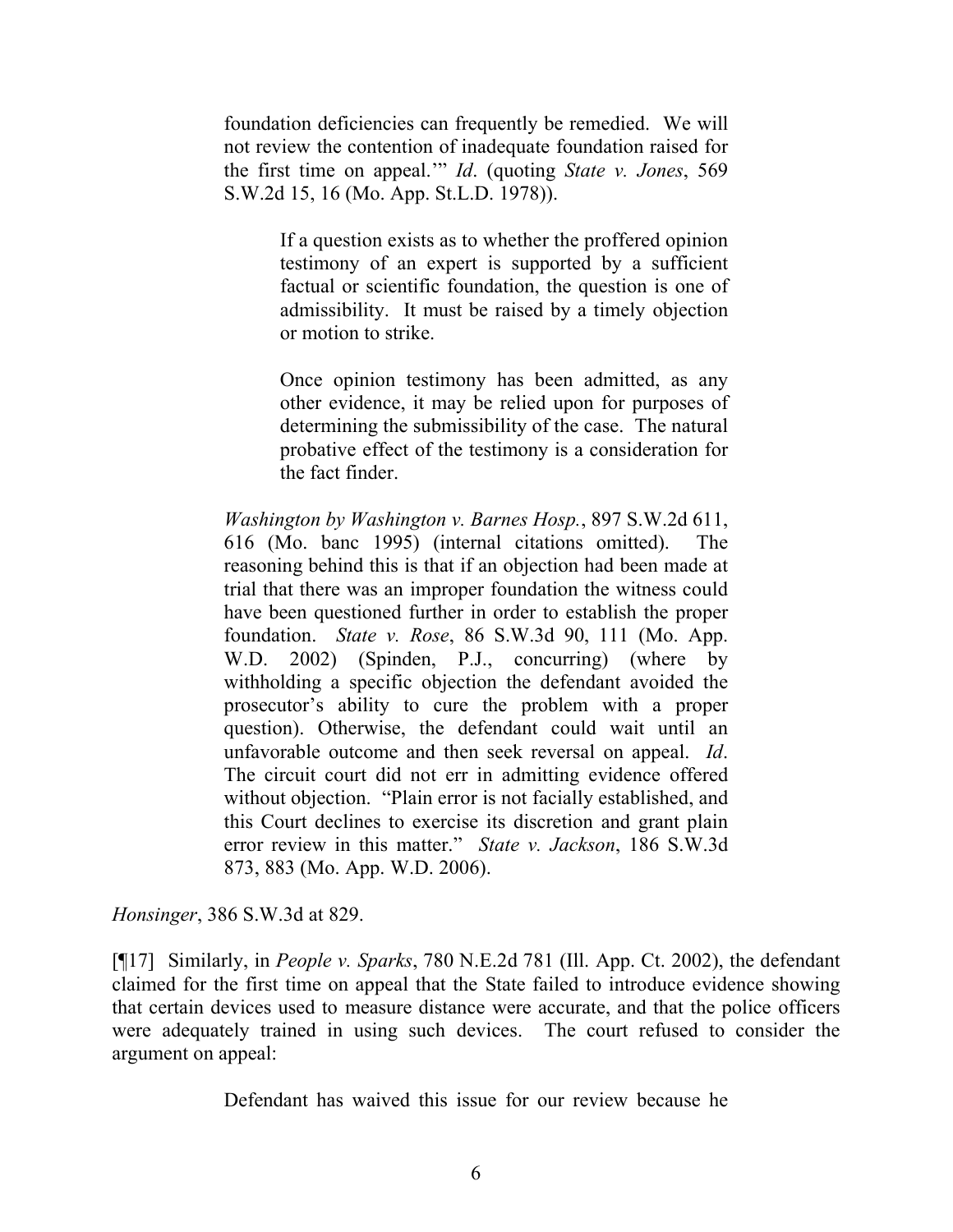> foundation deficiencies can frequently be remedied. We will not review the contention of inadequate foundation raised for the first time on appeal.'" *Id*. (quoting *State v. Jones*, 569 S.W.2d 15, 16 (Mo. App. St.L.D. 1978)).
>
> > If a question exists as to whether the proffered opinion testimony of an expert is supported by a sufficient factual or scientific foundation, the question is one of admissibility. It must be raised by a timely objection or motion to strike.
> >
> > Once opinion testimony has been admitted, as any other evidence, it may be relied upon for purposes of determining the submissibility of the case. The natural probative effect of the testimony is a consideration for the fact finder.
>
> *Washington by Washington v. Barnes Hosp.*, 897 S.W.2d 611, 616 (Mo. banc 1995) (internal citations omitted). The reasoning behind this is that if an objection had been made at trial that there was an improper foundation the witness could have been questioned further in order to establish the proper foundation. *State v. Rose*, 86 S.W.3d 90, 111 (Mo. App. W.D. 2002) (Spinden, P.J., concurring) (where by withholding a specific objection the defendant avoided the prosecutor's ability to cure the problem with a proper question). Otherwise, the defendant could wait until an unfavorable outcome and then seek reversal on appeal. *Id*. The circuit court did not err in admitting evidence offered without objection. "Plain error is not facially established, and this Court declines to exercise its discretion and grant plain error review in this matter." *State v. Jackson*, 186 S.W.3d 873, 883 (Mo. App. W.D. 2006).

*Honsinger*, 386 S.W.3d at 829.

[¶17] Similarly, in *People v. Sparks*, 780 N.E.2d 781 (Ill. App. Ct. 2002), the defendant claimed for the first time on appeal that the State failed to introduce evidence showing that certain devices used to measure distance were accurate, and that the police officers were adequately trained in using such devices. The court refused to consider the argument on appeal:

> Defendant has waived this issue for our review because he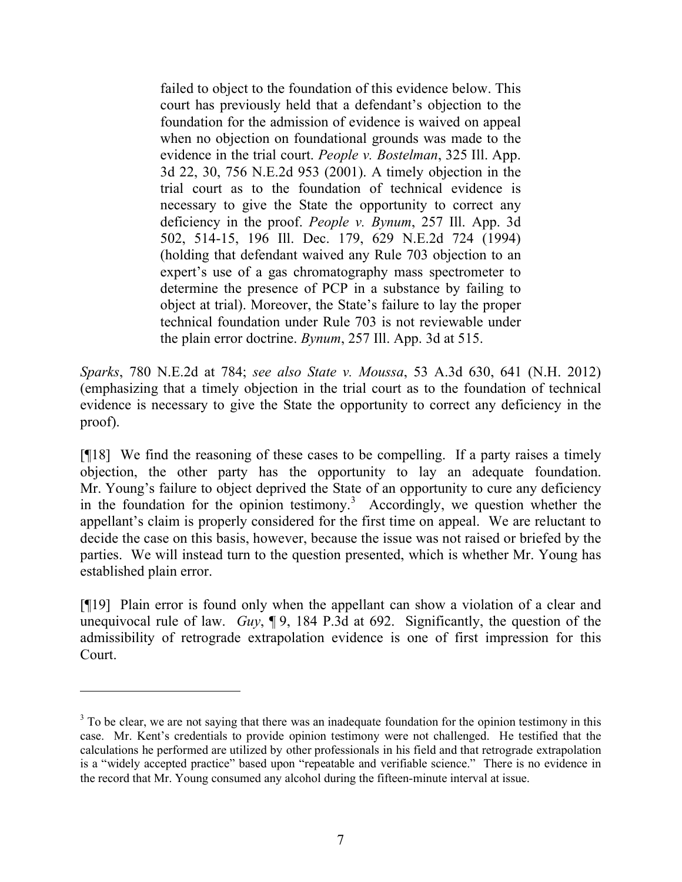> failed to object to the foundation of this evidence below. This court has previously held that a defendant's objection to the foundation for the admission of evidence is waived on appeal when no objection on foundational grounds was made to the evidence in the trial court. *People v. Bostelman*, 325 Ill. App. 3d 22, 30, 756 N.E.2d 953 (2001). A timely objection in the trial court as to the foundation of technical evidence is necessary to give the State the opportunity to correct any deficiency in the proof. *People v. Bynum*, 257 Ill. App. 3d 502, 514-15, 196 Ill. Dec. 179, 629 N.E.2d 724 (1994) (holding that defendant waived any Rule 703 objection to an expert's use of a gas chromatography mass spectrometer to determine the presence of PCP in a substance by failing to object at trial). Moreover, the State's failure to lay the proper technical foundation under Rule 703 is not reviewable under the plain error doctrine. *Bynum*, 257 Ill. App. 3d at 515.

*Sparks*, 780 N.E.2d at 784; *see also State v. Moussa*, 53 A.3d 630, 641 (N.H. 2012) (emphasizing that a timely objection in the trial court as to the foundation of technical evidence is necessary to give the State the opportunity to correct any deficiency in the proof).

[¶18] We find the reasoning of these cases to be compelling. If a party raises a timely objection, the other party has the opportunity to lay an adequate foundation. Mr. Young's failure to object deprived the State of an opportunity to cure any deficiency in the foundation for the opinion testimony.[3] Accordingly, we question whether the appellant's claim is properly considered for the first time on appeal. We are reluctant to decide the case on this basis, however, because the issue was not raised or briefed by the parties. We will instead turn to the question presented, which is whether Mr. Young has established plain error.

[¶19] Plain error is found only when the appellant can show a violation of a clear and unequivocal rule of law. *Guy*, ¶ 9, 184 P.3d at 692. Significantly, the question of the admissibility of retrograde extrapolation evidence is one of first impression for this Court.

---

[3] To be clear, we are not saying that there was an inadequate foundation for the opinion testimony in this case. Mr. Kent's credentials to provide opinion testimony were not challenged. He testified that the calculations he performed are utilized by other professionals in his field and that retrograde extrapolation is a "widely accepted practice" based upon "repeatable and verifiable science." There is no evidence in the record that Mr. Young consumed any alcohol during the fifteen-minute interval at issue.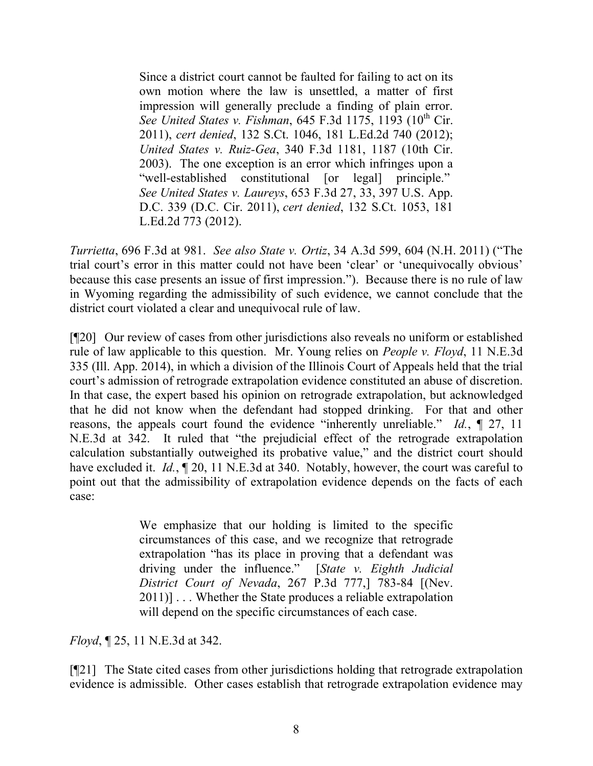> Since a district court cannot be faulted for failing to act on its own motion where the law is unsettled, a matter of first impression will generally preclude a finding of plain error. *See United States v. Fishman*, 645 F.3d 1175, 1193 (10th Cir. 2011), *cert denied*, 132 S.Ct. 1046, 181 L.Ed.2d 740 (2012); *United States v. Ruiz-Gea*, 340 F.3d 1181, 1187 (10th Cir. 2003). The one exception is an error which infringes upon a "well-established constitutional [or legal] principle." *See United States v. Laureys*, 653 F.3d 27, 33, 397 U.S. App. D.C. 339 (D.C. Cir. 2011), *cert denied*, 132 S.Ct. 1053, 181 L.Ed.2d 773 (2012).

*Turrietta*, 696 F.3d at 981. *See also State v. Ortiz*, 34 A.3d 599, 604 (N.H. 2011) ("The trial court's error in this matter could not have been 'clear' or 'unequivocally obvious' because this case presents an issue of first impression."). Because there is no rule of law in Wyoming regarding the admissibility of such evidence, we cannot conclude that the district court violated a clear and unequivocal rule of law.

[¶20] Our review of cases from other jurisdictions also reveals no uniform or established rule of law applicable to this question. Mr. Young relies on *People v. Floyd*, 11 N.E.3d 335 (Ill. App. 2014), in which a division of the Illinois Court of Appeals held that the trial court's admission of retrograde extrapolation evidence constituted an abuse of discretion. In that case, the expert based his opinion on retrograde extrapolation, but acknowledged that he did not know when the defendant had stopped drinking. For that and other reasons, the appeals court found the evidence "inherently unreliable." *Id.*, ¶ 27, 11 N.E.3d at 342. It ruled that "the prejudicial effect of the retrograde extrapolation calculation substantially outweighed its probative value," and the district court should have excluded it. *Id.*, ¶ 20, 11 N.E.3d at 340. Notably, however, the court was careful to point out that the admissibility of extrapolation evidence depends on the facts of each case:

> We emphasize that our holding is limited to the specific circumstances of this case, and we recognize that retrograde extrapolation "has its place in proving that a defendant was driving under the influence." [*State v. Eighth Judicial District Court of Nevada*, 267 P.3d 777,] 783-84 [(Nev. 2011)] . . . Whether the State produces a reliable extrapolation will depend on the specific circumstances of each case.

*Floyd*, ¶ 25, 11 N.E.3d at 342.

[¶21] The State cited cases from other jurisdictions holding that retrograde extrapolation evidence is admissible. Other cases establish that retrograde extrapolation evidence may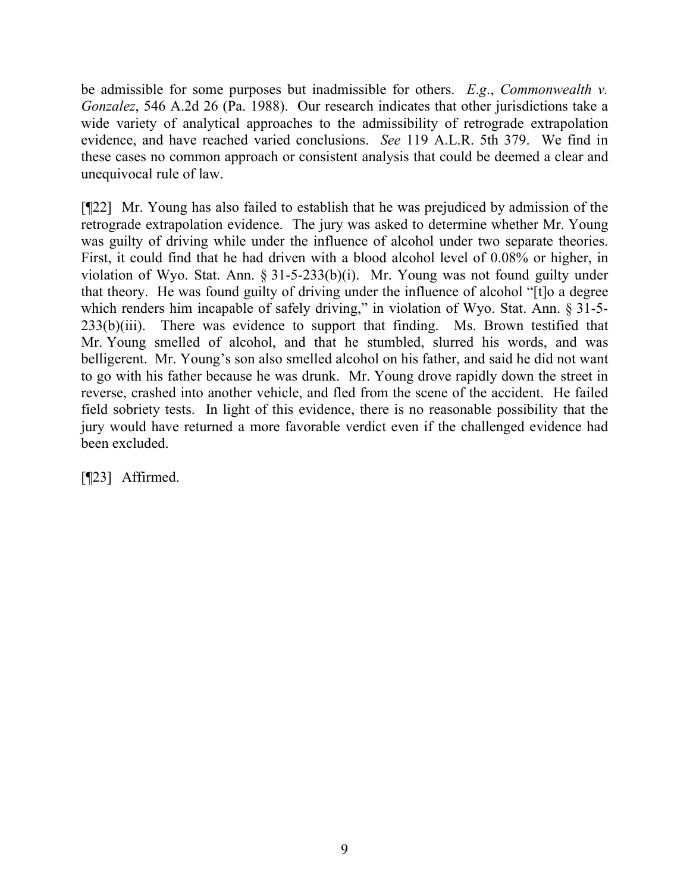be admissible for some purposes but inadmissible for others. *E.g.*, *Commonwealth v. Gonzalez*, 546 A.2d 26 (Pa. 1988). Our research indicates that other jurisdictions take a wide variety of analytical approaches to the admissibility of retrograde extrapolation evidence, and have reached varied conclusions. *See* 119 A.L.R. 5th 379. We find in these cases no common approach or consistent analysis that could be deemed a clear and unequivocal rule of law.

[¶22] Mr. Young has also failed to establish that he was prejudiced by admission of the retrograde extrapolation evidence. The jury was asked to determine whether Mr. Young was guilty of driving while under the influence of alcohol under two separate theories. First, it could find that he had driven with a blood alcohol level of 0.08% or higher, in violation of Wyo. Stat. Ann. § 31-5-233(b)(i). Mr. Young was not found guilty under that theory. He was found guilty of driving under the influence of alcohol "[t]o a degree which renders him incapable of safely driving," in violation of Wyo. Stat. Ann. § 31-5-233(b)(iii). There was evidence to support that finding. Ms. Brown testified that Mr. Young smelled of alcohol, and that he stumbled, slurred his words, and was belligerent. Mr. Young's son also smelled alcohol on his father, and said he did not want to go with his father because he was drunk. Mr. Young drove rapidly down the street in reverse, crashed into another vehicle, and fled from the scene of the accident. He failed field sobriety tests. In light of this evidence, there is no reasonable possibility that the jury would have returned a more favorable verdict even if the challenged evidence had been excluded.

[¶23] Affirmed.